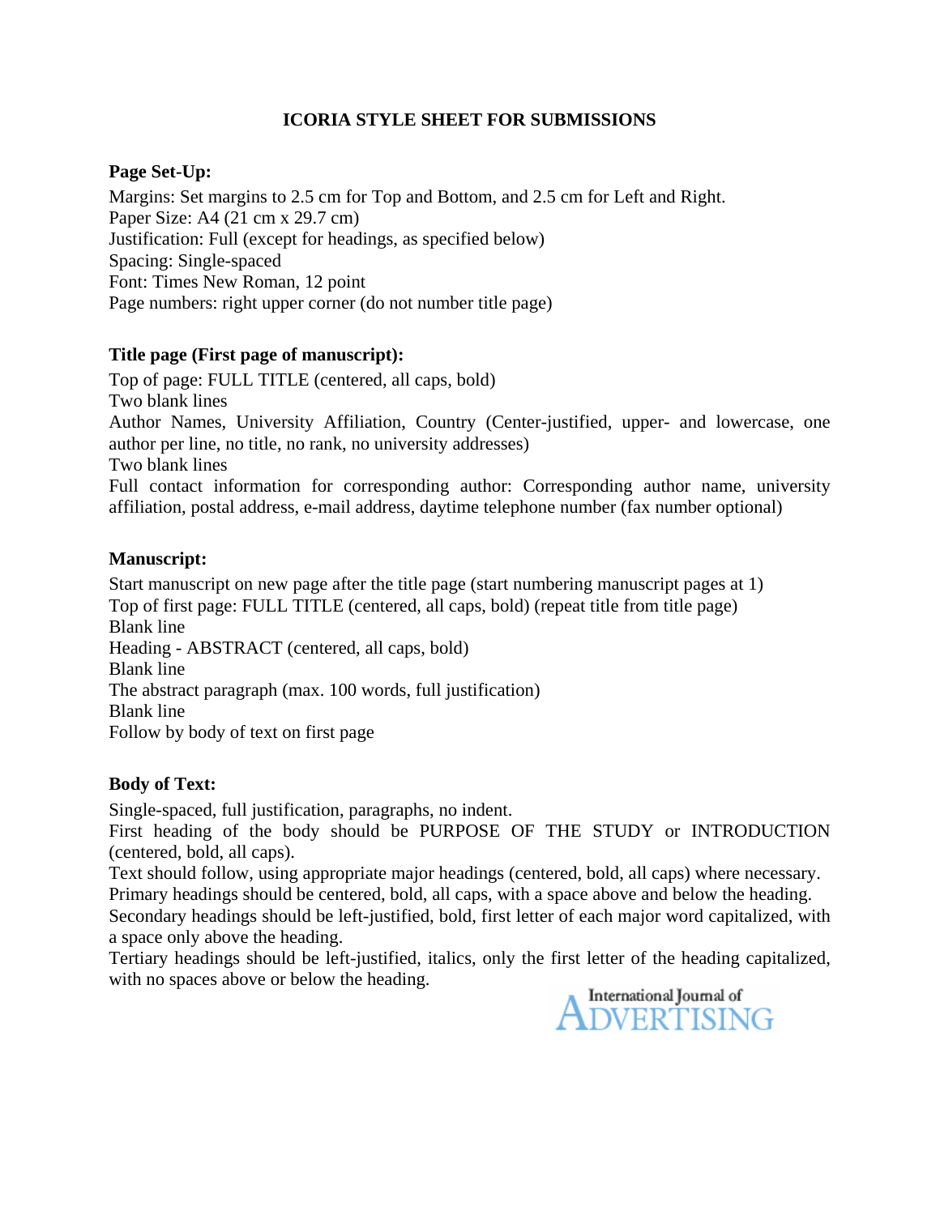# ICORIA STYLE SHEET FOR SUBMISSIONS

**Page Set-Up:**

Margins: Set margins to 2.5 cm for Top and Bottom, and 2.5 cm for Left and Right.
Paper Size: A4 (21 cm x 29.7 cm)
Justification: Full (except for headings, as specified below)
Spacing: Single-spaced
Font: Times New Roman, 12 point
Page numbers: right upper corner (do not number title page)

**Title page (First page of manuscript):**

Top of page: FULL TITLE (centered, all caps, bold)
Two blank lines
Author Names, University Affiliation, Country (Center-justified, upper- and lowercase, one author per line, no title, no rank, no university addresses)
Two blank lines
Full contact information for corresponding author: Corresponding author name, university affiliation, postal address, e-mail address, daytime telephone number (fax number optional)

**Manuscript:**

Start manuscript on new page after the title page (start numbering manuscript pages at 1)
Top of first page: FULL TITLE (centered, all caps, bold) (repeat title from title page)
Blank line
Heading - ABSTRACT (centered, all caps, bold)
Blank line
The abstract paragraph (max. 100 words, full justification)
Blank line
Follow by body of text on first page

**Body of Text:**

Single-spaced, full justification, paragraphs, no indent.
First heading of the body should be PURPOSE OF THE STUDY or INTRODUCTION (centered, bold, all caps).
Text should follow, using appropriate major headings (centered, bold, all caps) where necessary.
Primary headings should be centered, bold, all caps, with a space above and below the heading.
Secondary headings should be left-justified, bold, first letter of each major word capitalized, with a space only above the heading.
Tertiary headings should be left-justified, italics, only the first letter of the heading capitalized, with no spaces above or below the heading.

International Journal of ADVERTISING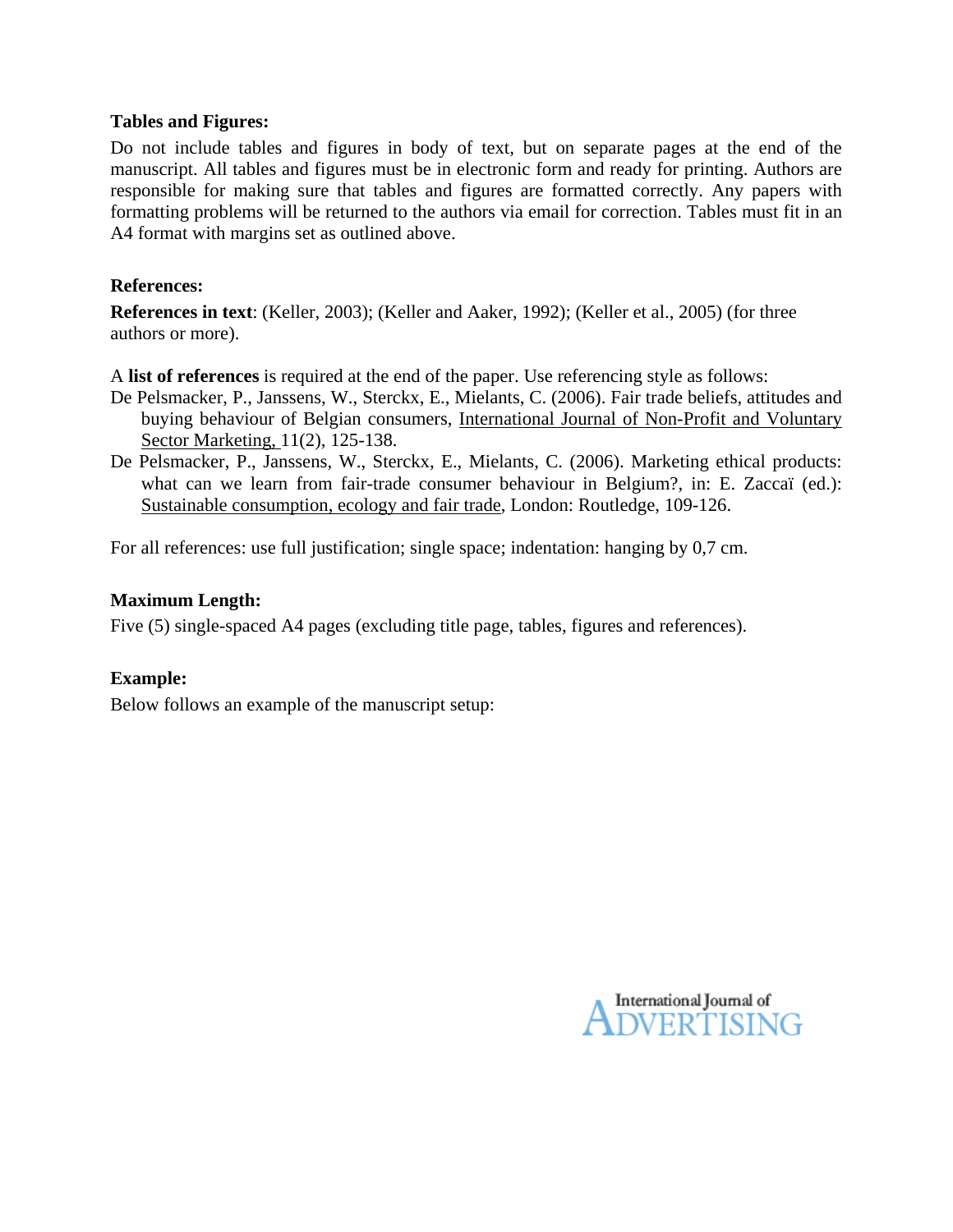**Tables and Figures:**

Do not include tables and figures in body of text, but on separate pages at the end of the manuscript. All tables and figures must be in electronic form and ready for printing. Authors are responsible for making sure that tables and figures are formatted correctly. Any papers with formatting problems will be returned to the authors via email for correction. Tables must fit in an A4 format with margins set as outlined above.

**References:**

**References in text**: (Keller, 2003); (Keller and Aaker, 1992); (Keller et al., 2005) (for three authors or more).

A **list of references** is required at the end of the paper. Use referencing style as follows:

De Pelsmacker, P., Janssens, W., Sterckx, E., Mielants, C. (2006). Fair trade beliefs, attitudes and buying behaviour of Belgian consumers, <u>International Journal of Non-Profit and Voluntary Sector Marketing,</u> 11(2), 125-138.

De Pelsmacker, P., Janssens, W., Sterckx, E., Mielants, C. (2006). Marketing ethical products: what can we learn from fair-trade consumer behaviour in Belgium?, in: E. Zaccaï (ed.): <u>Sustainable consumption, ecology and fair trade</u>, London: Routledge, 109-126.

For all references: use full justification; single space; indentation: hanging by 0,7 cm.

**Maximum Length:**

Five (5) single-spaced A4 pages (excluding title page, tables, figures and references).

**Example:**

Below follows an example of the manuscript setup: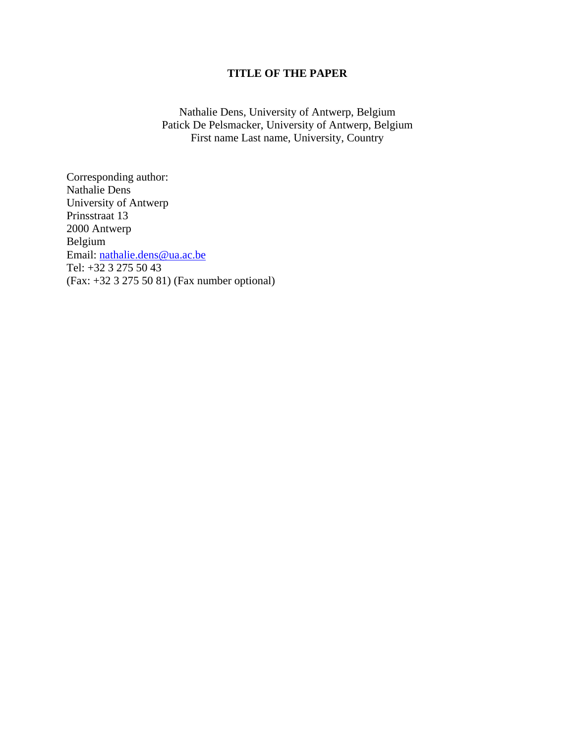**TITLE OF THE PAPER**

Nathalie Dens, University of Antwerp, Belgium
Patick De Pelsmacker, University of Antwerp, Belgium
First name Last name, University, Country

Corresponding author:
Nathalie Dens
University of Antwerp
Prinsstraat 13
2000 Antwerp
Belgium
Email: nathalie.dens@ua.ac.be
Tel: +32 3 275 50 43
(Fax: +32 3 275 50 81) (Fax number optional)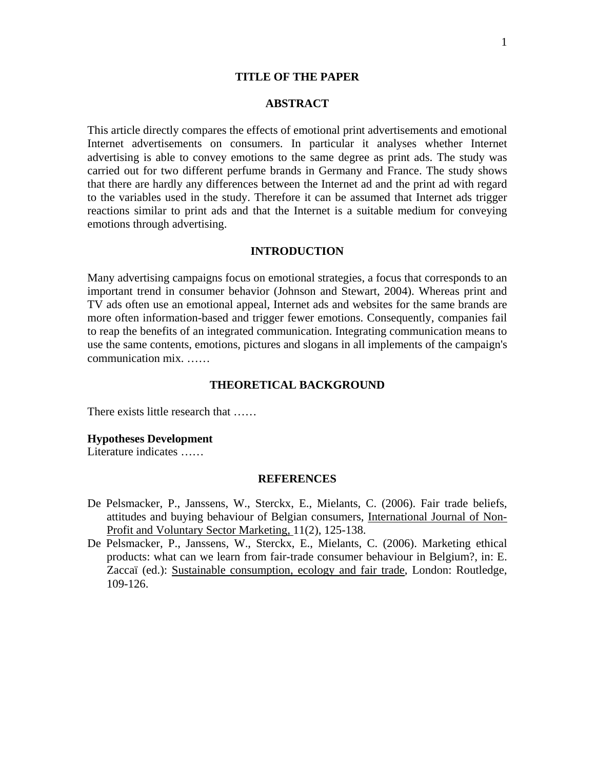# TITLE OF THE PAPER

## ABSTRACT

This article directly compares the effects of emotional print advertisements and emotional Internet advertisements on consumers. In particular it analyses whether Internet advertising is able to convey emotions to the same degree as print ads. The study was carried out for two different perfume brands in Germany and France. The study shows that there are hardly any differences between the Internet ad and the print ad with regard to the variables used in the study. Therefore it can be assumed that Internet ads trigger reactions similar to print ads and that the Internet is a suitable medium for conveying emotions through advertising.

## INTRODUCTION

Many advertising campaigns focus on emotional strategies, a focus that corresponds to an important trend in consumer behavior (Johnson and Stewart, 2004). Whereas print and TV ads often use an emotional appeal, Internet ads and websites for the same brands are more often information-based and trigger fewer emotions. Consequently, companies fail to reap the benefits of an integrated communication. Integrating communication means to use the same contents, emotions, pictures and slogans in all implements of the campaign's communication mix. ……

## THEORETICAL BACKGROUND

There exists little research that ……

**Hypotheses Development**

Literature indicates ……

## REFERENCES

De Pelsmacker, P., Janssens, W., Sterckx, E., Mielants, C. (2006). Fair trade beliefs, attitudes and buying behaviour of Belgian consumers, <u>International Journal of Non-Profit and Voluntary Sector Marketing,</u> 11(2), 125-138.

De Pelsmacker, P., Janssens, W., Sterckx, E., Mielants, C. (2006). Marketing ethical products: what can we learn from fair-trade consumer behaviour in Belgium?, in: E. Zaccaï (ed.): <u>Sustainable consumption, ecology and fair trade</u>, London: Routledge, 109-126.